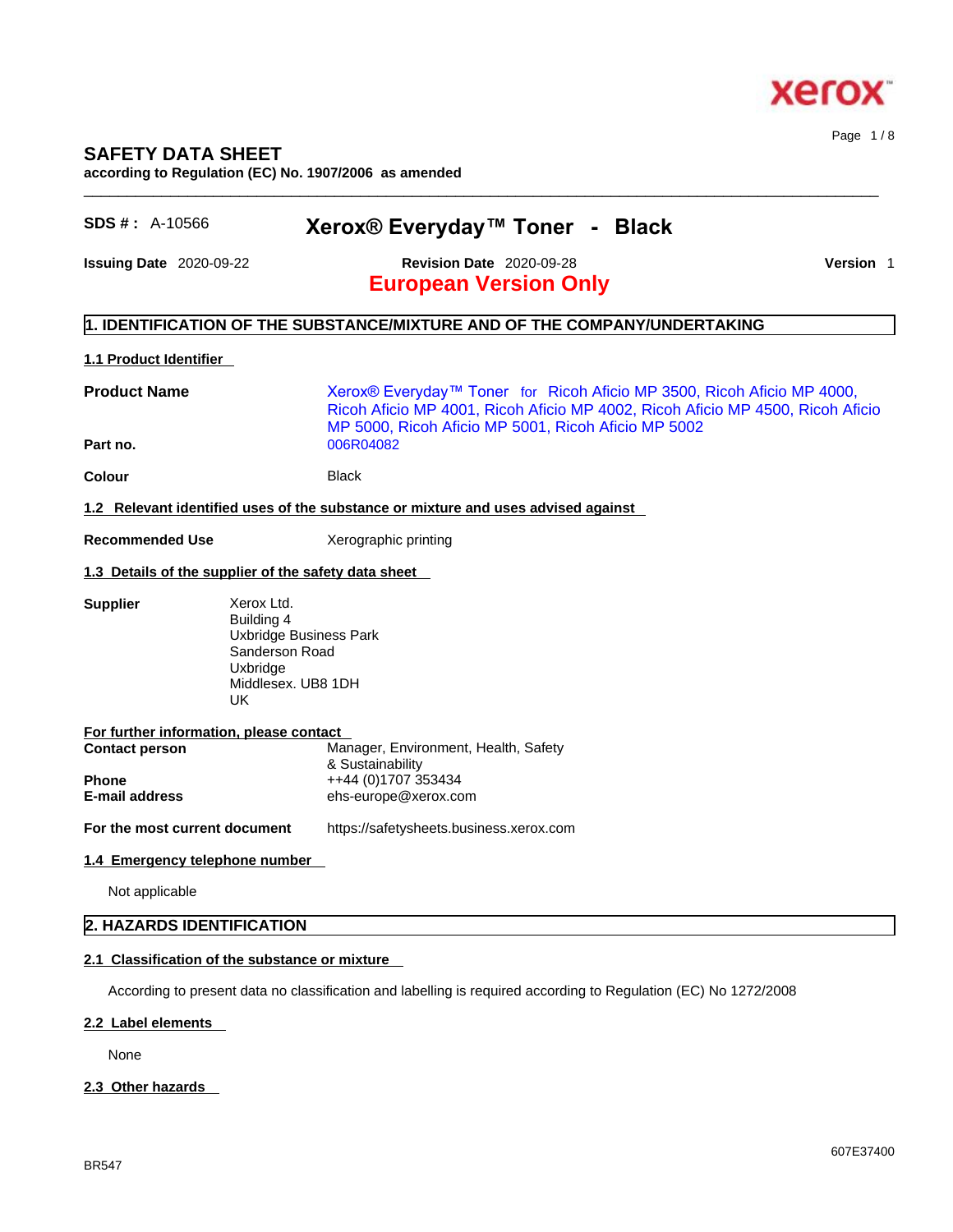# SAFETY DATA SHEET

**according to Regulation (EC) No. 1907/2006 as amended**

**SDS # :** A-10566 **Xerox® Everyday™ Toner - Black**

**Issuing Date** 2020-09-22 **Revision Date** 2020-09-28 **Version** 1

**European Version Only**

## 1. IDENTIFICATION OF THE SUBSTANCE/MIXTURE AND OF THE COMPANY/UNDERTAKING

### 1.1 Product Identifier

**Product Name** Xerox® Everyday™ Toner for Ricoh Aficio MP 3500, Ricoh Aficio MP 4000, Ricoh Aficio MP 4001, Ricoh Aficio MP 4002, Ricoh Aficio MP 4500, Ricoh Aficio MP 5000, Ricoh Aficio MP 5001, Ricoh Aficio MP 5002

**Part no.** 006R04082

**Colour** Black

### 1.2 Relevant identified uses of the substance or mixture and uses advised against

**Recommended Use** Xerographic printing

### 1.3 Details of the supplier of the safety data sheet

**Supplier**
Xerox Ltd.
Building 4
Uxbridge Business Park
Sanderson Road
Uxbridge
Middlesex. UB8 1DH
UK

**For further information, please contact**

**Contact person** Manager, Environment, Health, Safety & Sustainability
**Phone** ++44 (0)1707 353434
**E-mail address** ehs-europe@xerox.com

**For the most current document** https://safetysheets.business.xerox.com

### 1.4 Emergency telephone number

Not applicable

## 2. HAZARDS IDENTIFICATION

### 2.1 Classification of the substance or mixture

According to present data no classification and labelling is required according to Regulation (EC) No 1272/2008

### 2.2 Label elements

None

### 2.3 Other hazards

BR547

607E37400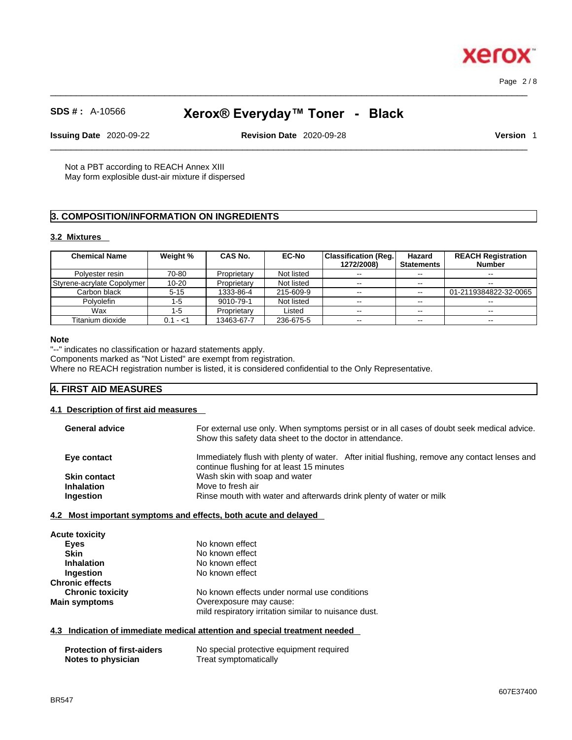Not a PBT according to REACH Annex XIII
May form explosible dust-air mixture if dispersed

## 3. COMPOSITION/INFORMATION ON INGREDIENTS

### 3.2 Mixtures

| Chemical Name | Weight % | CAS No. | EC-No | Classification (Reg. 1272/2008) | Hazard Statements | REACH Registration Number |
|---|---|---|---|---|---|---|
| Polyester resin | 70-80 | Proprietary | Not listed | -- | -- | -- |
| Styrene-acrylate Copolymer | 10-20 | Proprietary | Not listed | -- | -- | -- |
| Carbon black | 5-15 | 1333-86-4 | 215-609-9 | -- | -- | 01-2119384822-32-0065 |
| Polyolefin | 1-5 | 9010-79-1 | Not listed | -- | -- | -- |
| Wax | 1-5 | Proprietary | Listed | -- | -- | -- |
| Titanium dioxide | 0.1 - <1 | 13463-67-7 | 236-675-5 | -- | -- | -- |

**Note**
"--" indicates no classification or hazard statements apply.
Components marked as "Not Listed" are exempt from registration.
Where no REACH registration number is listed, it is considered confidential to the Only Representative.

## 4. FIRST AID MEASURES

### 4.1 Description of first aid measures

**General advice** For external use only. When symptoms persist or in all cases of doubt seek medical advice. Show this safety data sheet to the doctor in attendance.

**Eye contact** Immediately flush with plenty of water. After initial flushing, remove any contact lenses and continue flushing for at least 15 minutes

**Skin contact** Wash skin with soap and water

**Inhalation** Move to fresh air

**Ingestion** Rinse mouth with water and afterwards drink plenty of water or milk

### 4.2 Most important symptoms and effects, both acute and delayed

**Acute toxicity**

**Eyes** No known effect

**Skin** No known effect

**Inhalation** No known effect

**Ingestion** No known effect

**Chronic effects**

**Chronic toxicity** No known effects under normal use conditions

**Main symptoms** Overexposure may cause:
mild respiratory irritation similar to nuisance dust.

### 4.3 Indication of immediate medical attention and special treatment needed

**Protection of first-aiders** No special protective equipment required

**Notes to physician** Treat symptomatically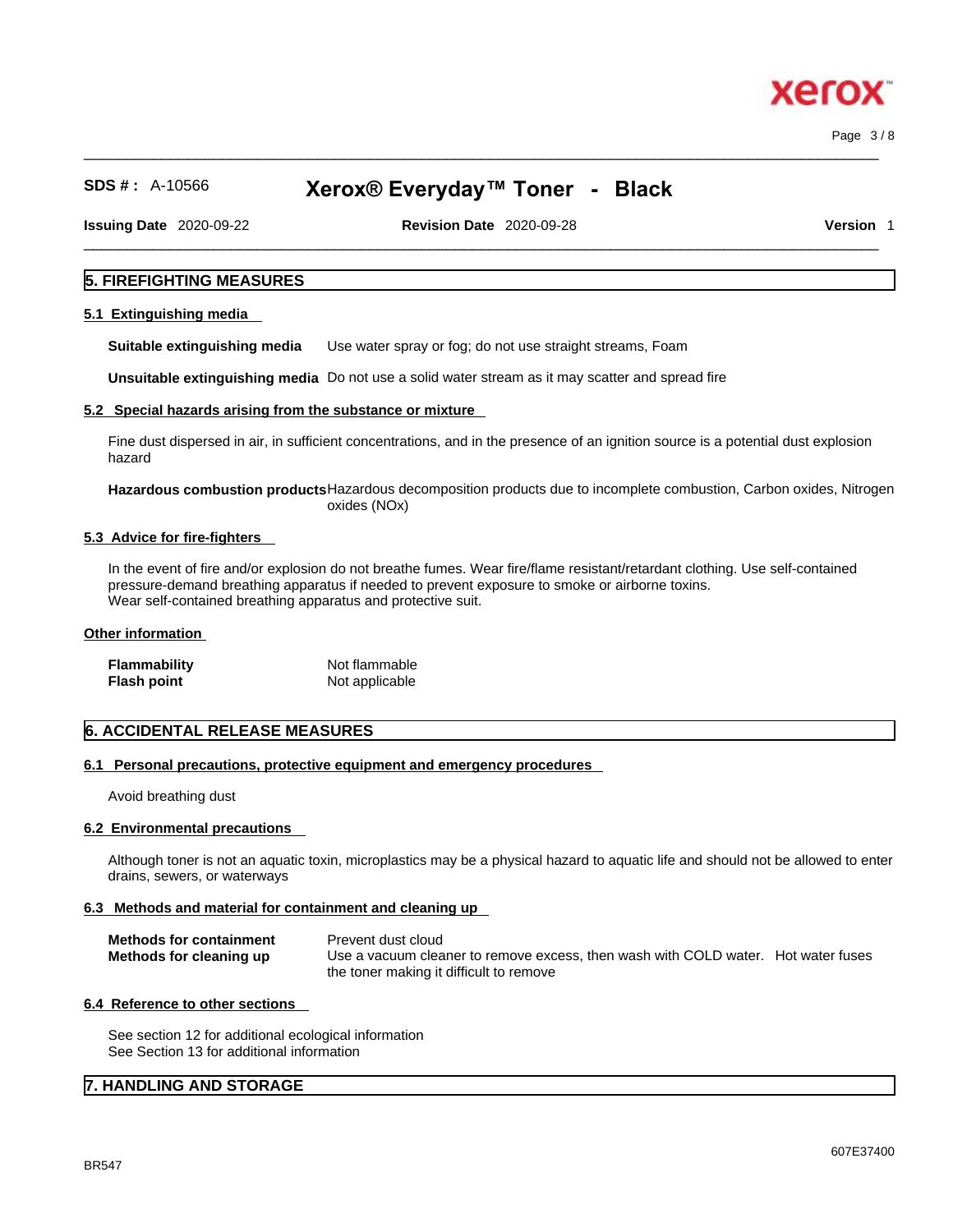## 5. FIREFIGHTING MEASURES

### 5.1 Extinguishing media

**Suitable extinguishing media** Use water spray or fog; do not use straight streams, Foam

**Unsuitable extinguishing media** Do not use a solid water stream as it may scatter and spread fire

### 5.2 Special hazards arising from the substance or mixture

Fine dust dispersed in air, in sufficient concentrations, and in the presence of an ignition source is a potential dust explosion hazard

**Hazardous combustion products** Hazardous decomposition products due to incomplete combustion, Carbon oxides, Nitrogen oxides (NOx)

### 5.3 Advice for fire-fighters

In the event of fire and/or explosion do not breathe fumes. Wear fire/flame resistant/retardant clothing. Use self-contained pressure-demand breathing apparatus if needed to prevent exposure to smoke or airborne toxins.
Wear self-contained breathing apparatus and protective suit.

### Other information

**Flammability** Not flammable
**Flash point** Not applicable

## 6. ACCIDENTAL RELEASE MEASURES

### 6.1 Personal precautions, protective equipment and emergency procedures

Avoid breathing dust

### 6.2 Environmental precautions

Although toner is not an aquatic toxin, microplastics may be a physical hazard to aquatic life and should not be allowed to enter drains, sewers, or waterways

### 6.3 Methods and material for containment and cleaning up

**Methods for containment** Prevent dust cloud
**Methods for cleaning up** Use a vacuum cleaner to remove excess, then wash with COLD water. Hot water fuses the toner making it difficult to remove

### 6.4 Reference to other sections

See section 12 for additional ecological information
See Section 13 for additional information

## 7. HANDLING AND STORAGE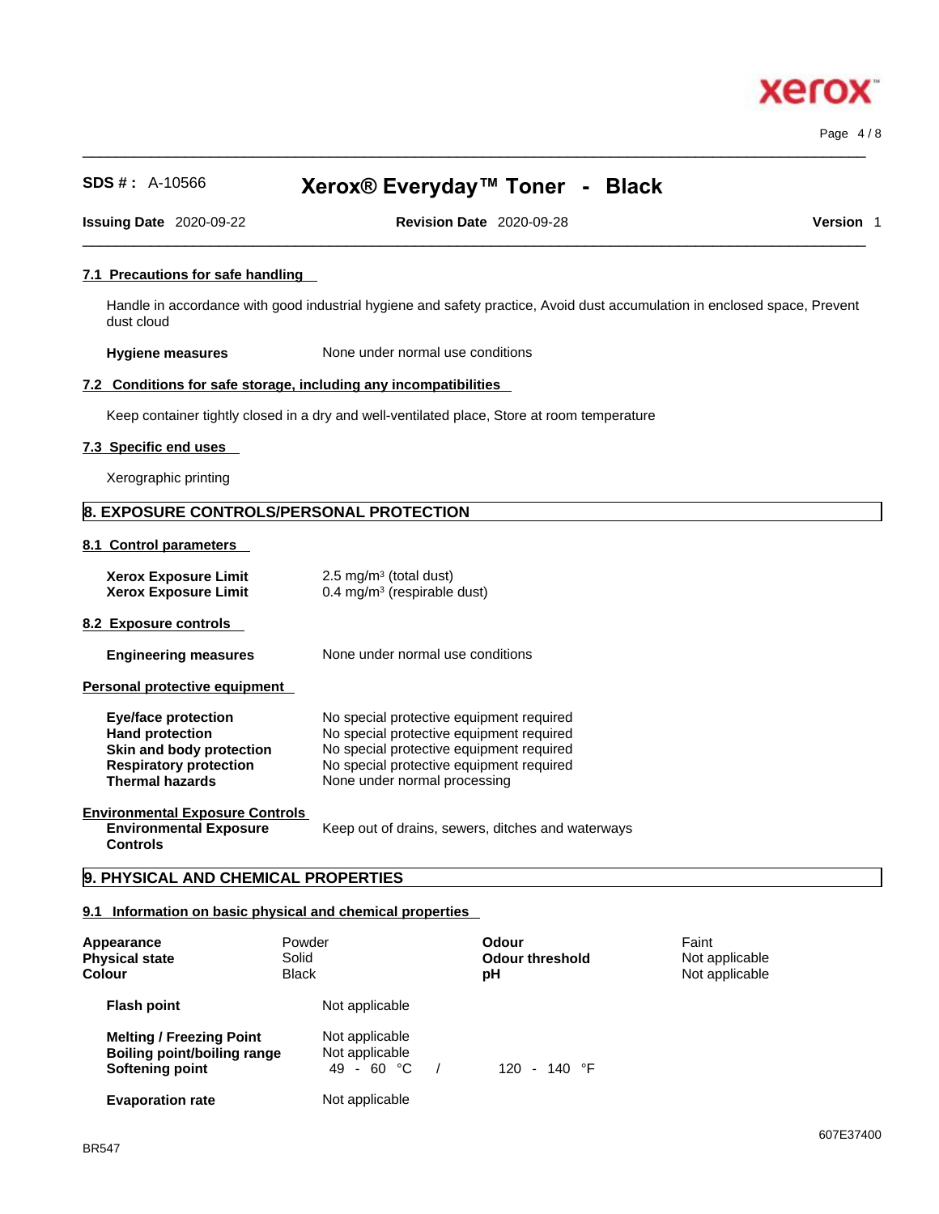#### 7.1 Precautions for safe handling

Handle in accordance with good industrial hygiene and safety practice, Avoid dust accumulation in enclosed space, Prevent dust cloud

**Hygiene measures** None under normal use conditions

#### 7.2 Conditions for safe storage, including any incompatibilities

Keep container tightly closed in a dry and well-ventilated place, Store at room temperature

#### 7.3 Specific end uses

Xerographic printing

## 8. EXPOSURE CONTROLS/PERSONAL PROTECTION

#### 8.1 Control parameters

| | |
|---|---|
| **Xerox Exposure Limit** | 2.5 mg/m³ (total dust) |
| **Xerox Exposure Limit** | 0.4 mg/m³ (respirable dust) |

#### 8.2 Exposure controls

**Engineering measures** None under normal use conditions

#### Personal protective equipment

| | |
|---|---|
| **Eye/face protection** | No special protective equipment required |
| **Hand protection** | No special protective equipment required |
| **Skin and body protection** | No special protective equipment required |
| **Respiratory protection** | No special protective equipment required |
| **Thermal hazards** | None under normal processing |

#### Environmental Exposure Controls

**Environmental Exposure Controls** Keep out of drains, sewers, ditches and waterways

## 9. PHYSICAL AND CHEMICAL PROPERTIES

#### 9.1 Information on basic physical and chemical properties

| | | | |
|---|---|---|---|
| **Appearance** | Powder | **Odour** | Faint |
| **Physical state** | Solid | **Odour threshold** | Not applicable |
| **Colour** | Black | **pH** | Not applicable |

| | |
|---|---|
| **Flash point** | Not applicable |
| **Melting / Freezing Point** | Not applicable |
| **Boiling point/boiling range** | Not applicable |
| **Softening point** | 49 - 60 °C / 120 - 140 °F |
| **Evaporation rate** | Not applicable |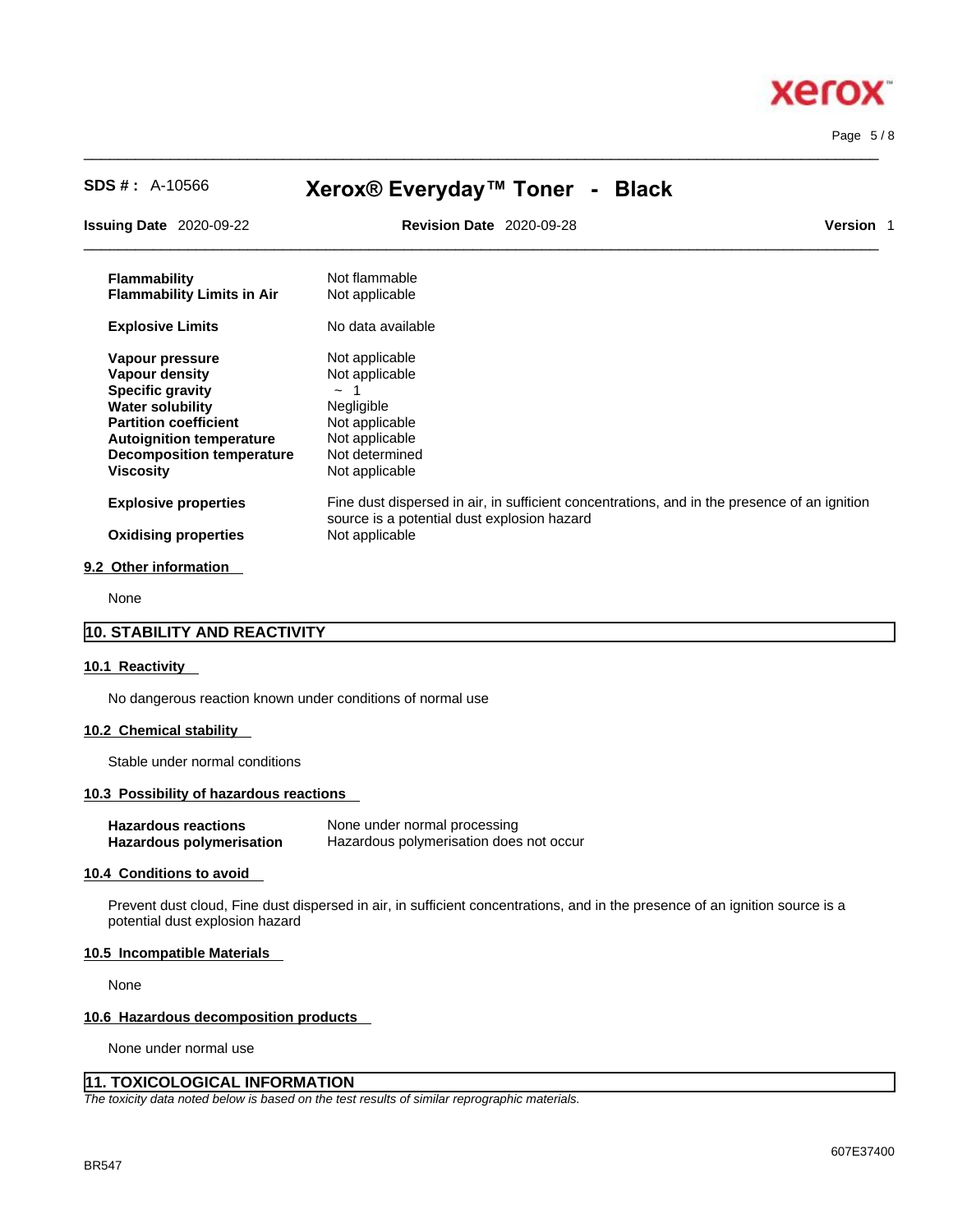| | |
|---|---|
| **Flammability** | Not flammable |
| **Flammability Limits in Air** | Not applicable |
| **Explosive Limits** | No data available |
| **Vapour pressure** | Not applicable |
| **Vapour density** | Not applicable |
| **Specific gravity** | ~ 1 |
| **Water solubility** | Negligible |
| **Partition coefficient** | Not applicable |
| **Autoignition temperature** | Not applicable |
| **Decomposition temperature** | Not determined |
| **Viscosity** | Not applicable |
| **Explosive properties** | Fine dust dispersed in air, in sufficient concentrations, and in the presence of an ignition source is a potential dust explosion hazard |
| **Oxidising properties** | Not applicable |

### 9.2 Other information

None

## 10. STABILITY AND REACTIVITY

### 10.1 Reactivity

No dangerous reaction known under conditions of normal use

### 10.2 Chemical stability

Stable under normal conditions

### 10.3 Possibility of hazardous reactions

| | |
|---|---|
| **Hazardous reactions** | None under normal processing |
| **Hazardous polymerisation** | Hazardous polymerisation does not occur |

### 10.4 Conditions to avoid

Prevent dust cloud, Fine dust dispersed in air, in sufficient concentrations, and in the presence of an ignition source is a potential dust explosion hazard

### 10.5 Incompatible Materials

None

### 10.6 Hazardous decomposition products

None under normal use

## 11. TOXICOLOGICAL INFORMATION

*The toxicity data noted below is based on the test results of similar reprographic materials.*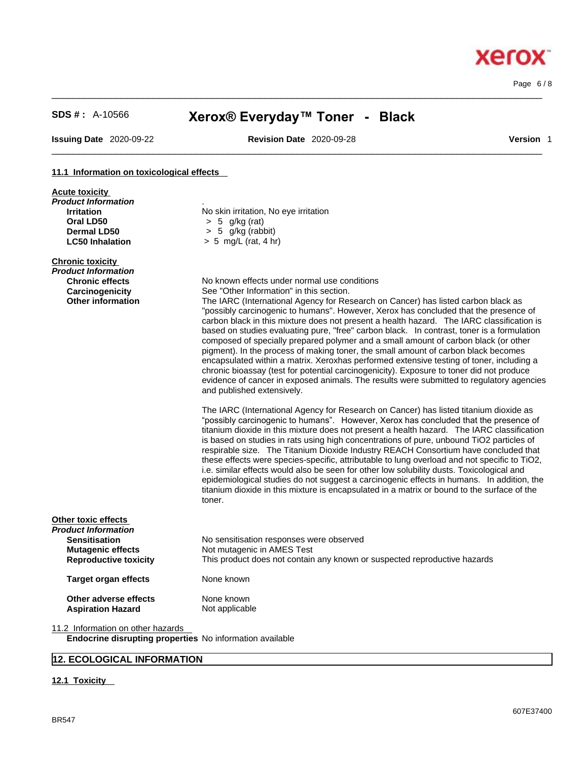**SDS # :** A-10566 **Xerox® Everyday™ Toner - Black**

**Issuing Date** 2020-09-22 **Revision Date** 2020-09-28 **Version** 1

## 11.1 Information on toxicological effects

**Acute toxicity**

***Product Information*** .

| | |
|---|---|
| **Irritation** | No skin irritation, No eye irritation |
| **Oral LD50** | > 5 g/kg (rat) |
| **Dermal LD50** | > 5 g/kg (rabbit) |
| **LC50 Inhalation** | > 5 mg/L (rat, 4 hr) |

**Chronic toxicity**

***Product Information***

**Chronic effects** No known effects under normal use conditions

**Carcinogenicity** See "Other Information" in this section.

**Other information** The IARC (International Agency for Research on Cancer) has listed carbon black as "possibly carcinogenic to humans". However, Xerox has concluded that the presence of carbon black in this mixture does not present a health hazard. The IARC classification is based on studies evaluating pure, "free" carbon black. In contrast, toner is a formulation composed of specially prepared polymer and a small amount of carbon black (or other pigment). In the process of making toner, the small amount of carbon black becomes encapsulated within a matrix. Xeroxhas performed extensive testing of toner, including a chronic bioassay (test for potential carcinogenicity). Exposure to toner did not produce evidence of cancer in exposed animals. The results were submitted to regulatory agencies and published extensively.

The IARC (International Agency for Research on Cancer) has listed titanium dioxide as "possibly carcinogenic to humans". However, Xerox has concluded that the presence of titanium dioxide in this mixture does not present a health hazard. The IARC classification is based on studies in rats using high concentrations of pure, unbound $TiO_2$ particles of respirable size. The Titanium Dioxide Industry REACH Consortium have concluded that these effects were species-specific, attributable to lung overload and not specific to $TiO_2$, i.e. similar effects would also be seen for other low solubility dusts. Toxicological and epidemiological studies do not suggest a carcinogenic effects in humans. In addition, the titanium dioxide in this mixture is encapsulated in a matrix or bound to the surface of the toner.

**Other toxic effects**

***Product Information***

| | |
|---|---|
| **Sensitisation** | No sensitisation responses were observed |
| **Mutagenic effects** | Not mutagenic in AMES Test |
| **Reproductive toxicity** | This product does not contain any known or suspected reproductive hazards |
| **Target organ effects** | None known |
| **Other adverse effects** | None known |
| **Aspiration Hazard** | Not applicable |

11.2 Information on other hazards

**Endocrine disrupting properties** No information available

## 12. ECOLOGICAL INFORMATION

### 12.1 Toxicity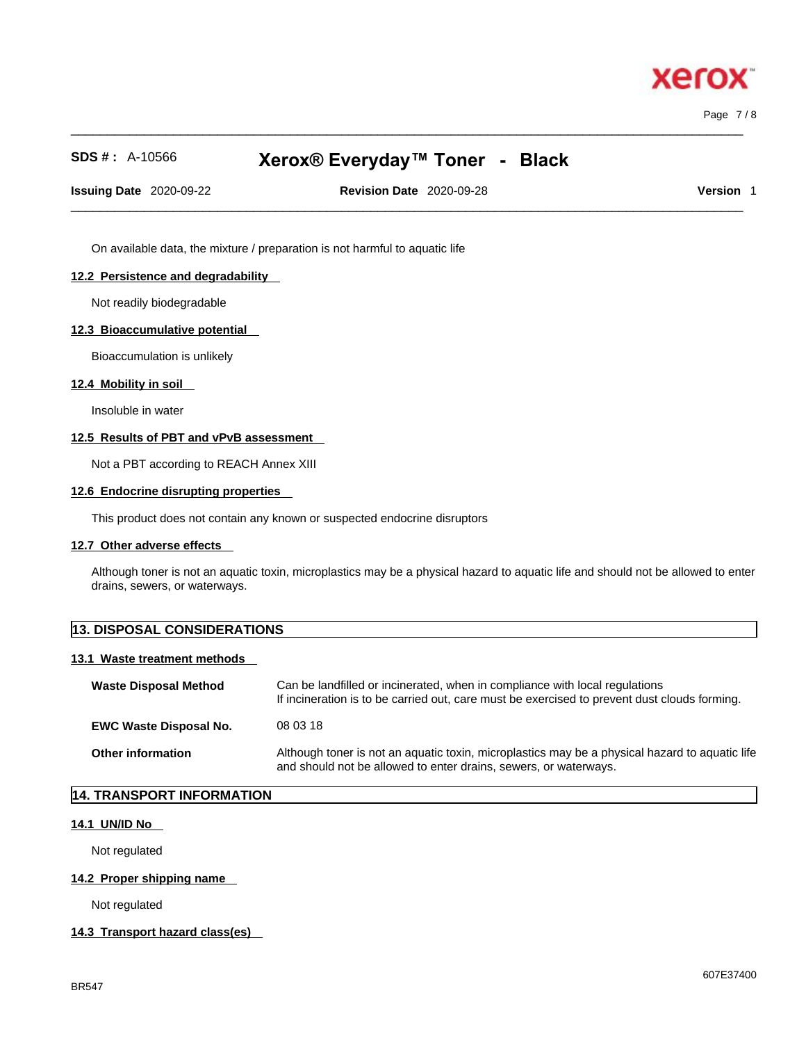On available data, the mixture / preparation is not harmful to aquatic life

### 12.2 Persistence and degradability

Not readily biodegradable

### 12.3 Bioaccumulative potential

Bioaccumulation is unlikely

### 12.4 Mobility in soil

Insoluble in water

### 12.5 Results of PBT and vPvB assessment

Not a PBT according to REACH Annex XIII

### 12.6 Endocrine disrupting properties

This product does not contain any known or suspected endocrine disruptors

### 12.7 Other adverse effects

Although toner is not an aquatic toxin, microplastics may be a physical hazard to aquatic life and should not be allowed to enter drains, sewers, or waterways.

## 13. DISPOSAL CONSIDERATIONS

### 13.1 Waste treatment methods

| | |
|---|---|
| **Waste Disposal Method** | Can be landfilled or incinerated, when in compliance with local regulations<br>If incineration is to be carried out, care must be exercised to prevent dust clouds forming. |
| **EWC Waste Disposal No.** | 08 03 18 |
| **Other information** | Although toner is not an aquatic toxin, microplastics may be a physical hazard to aquatic life and should not be allowed to enter drains, sewers, or waterways. |

## 14. TRANSPORT INFORMATION

### 14.1 UN/ID No

Not regulated

### 14.2 Proper shipping name

Not regulated

### 14.3 Transport hazard class(es)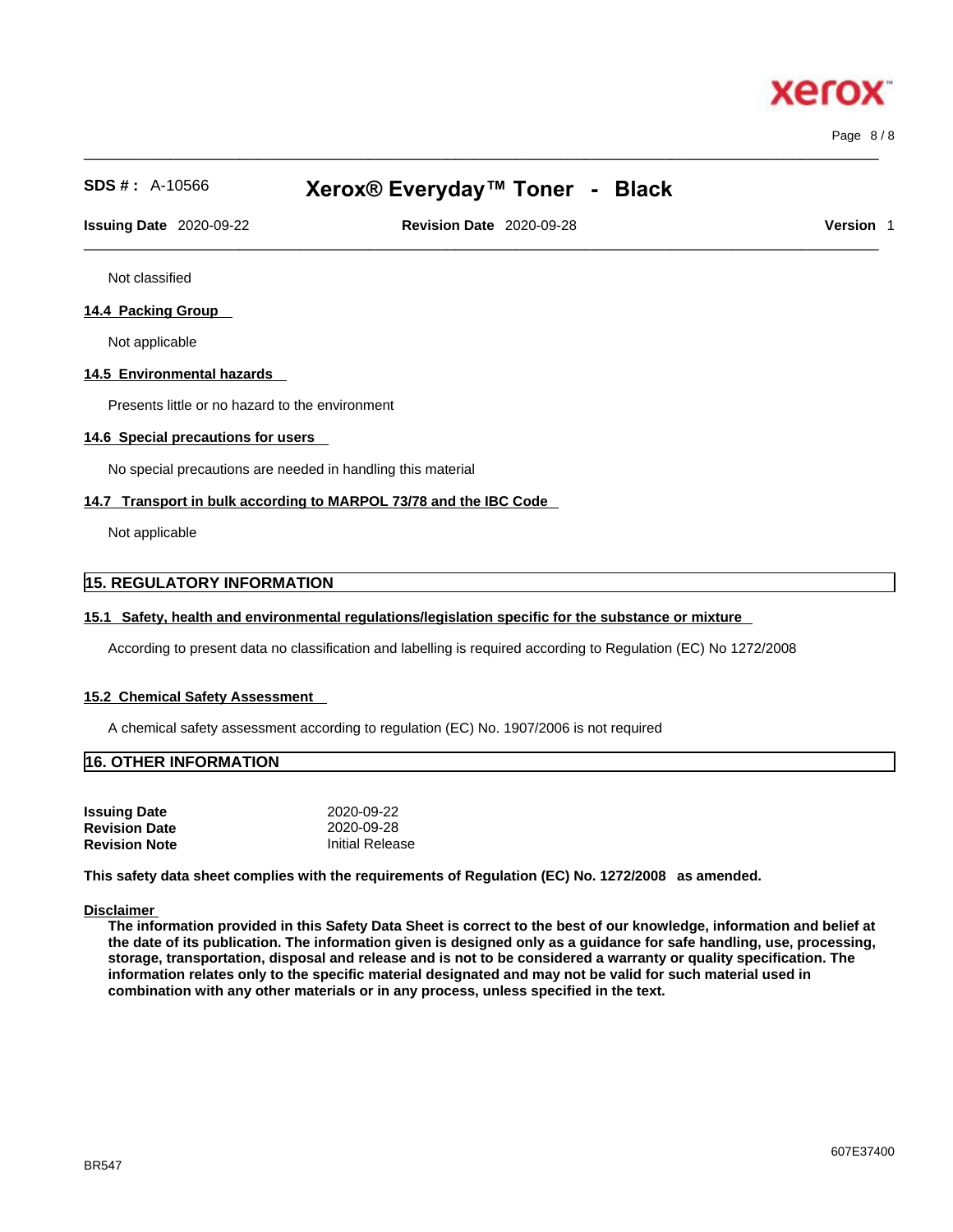Not classified

### 14.4 Packing Group

Not applicable

### 14.5 Environmental hazards

Presents little or no hazard to the environment

### 14.6 Special precautions for users

No special precautions are needed in handling this material

### 14.7 Transport in bulk according to MARPOL 73/78 and the IBC Code

Not applicable

## 15. REGULATORY INFORMATION

### 15.1 Safety, health and environmental regulations/legislation specific for the substance or mixture

According to present data no classification and labelling is required according to Regulation (EC) No 1272/2008

### 15.2 Chemical Safety Assessment

A chemical safety assessment according to regulation (EC) No. 1907/2006 is not required

## 16. OTHER INFORMATION

| | |
|---|---|
| **Issuing Date** | 2020-09-22 |
| **Revision Date** | 2020-09-28 |
| **Revision Note** | Initial Release |

**This safety data sheet complies with the requirements of Regulation (EC) No. 1272/2008 as amended.**

**Disclaimer**

**The information provided in this Safety Data Sheet is correct to the best of our knowledge, information and belief at the date of its publication. The information given is designed only as a guidance for safe handling, use, processing, storage, transportation, disposal and release and is not to be considered a warranty or quality specification. The information relates only to the specific material designated and may not be valid for such material used in combination with any other materials or in any process, unless specified in the text.**

BR547

607E37400